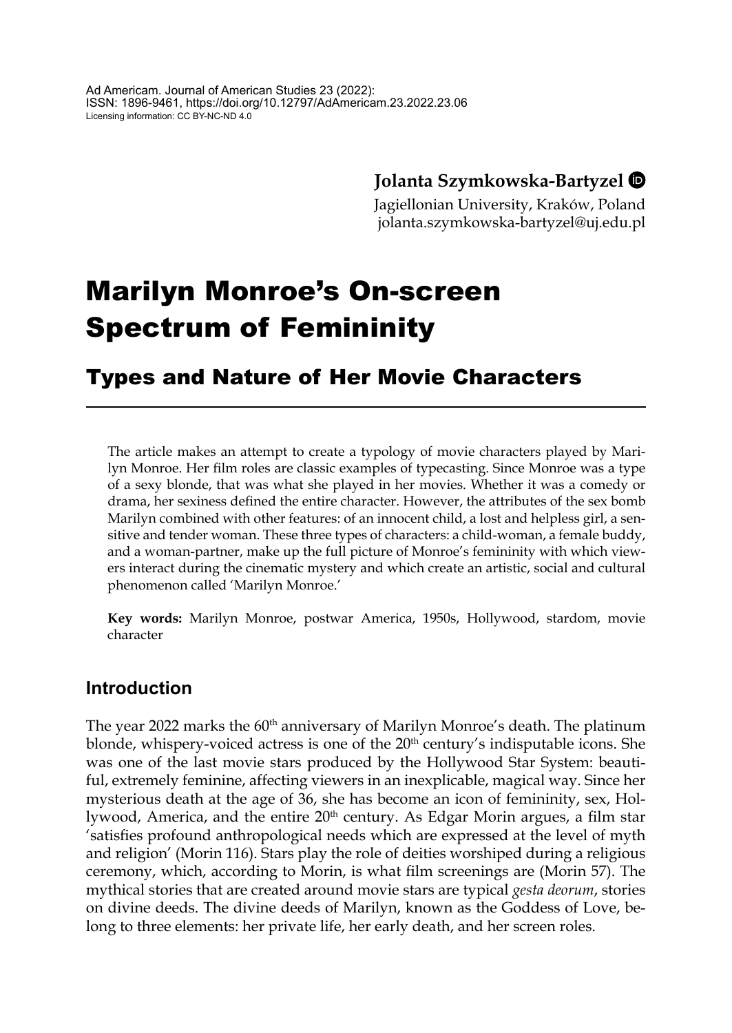Ad Americam. Journal of American Studies 23 (2022):
ISSN: 1896-9461, https://doi.org/10.12797/AdAmericam.23.2022.23.06
Licensing information: CC BY-NC-ND 4.0

**Jolanta Szymkowska-Bartyzel**

Jagiellonian University, Kraków, Poland
jolanta.szymkowska-bartyzel@uj.edu.pl

# Marilyn Monroe's On-screen Spectrum of Femininity

## Types and Nature of Her Movie Characters

The article makes an attempt to create a typology of movie characters played by Marilyn Monroe. Her film roles are classic examples of typecasting. Since Monroe was a type of a sexy blonde, that was what she played in her movies. Whether it was a comedy or drama, her sexiness defined the entire character. However, the attributes of the sex bomb Marilyn combined with other features: of an innocent child, a lost and helpless girl, a sensitive and tender woman. These three types of characters: a child-woman, a female buddy, and a woman-partner, make up the full picture of Monroe's femininity with which viewers interact during the cinematic mystery and which create an artistic, social and cultural phenomenon called 'Marilyn Monroe.'

**Key words:** Marilyn Monroe, postwar America, 1950s, Hollywood, stardom, movie character

### Introduction

The year 2022 marks the 60th anniversary of Marilyn Monroe's death. The platinum blonde, whispery-voiced actress is one of the 20th century's indisputable icons. She was one of the last movie stars produced by the Hollywood Star System: beautiful, extremely feminine, affecting viewers in an inexplicable, magical way. Since her mysterious death at the age of 36, she has become an icon of femininity, sex, Hollywood, America, and the entire 20th century. As Edgar Morin argues, a film star 'satisfies profound anthropological needs which are expressed at the level of myth and religion' (Morin 116). Stars play the role of deities worshiped during a religious ceremony, which, according to Morin, is what film screenings are (Morin 57). The mythical stories that are created around movie stars are typical *gesta deorum*, stories on divine deeds. The divine deeds of Marilyn, known as the Goddess of Love, belong to three elements: her private life, her early death, and her screen roles.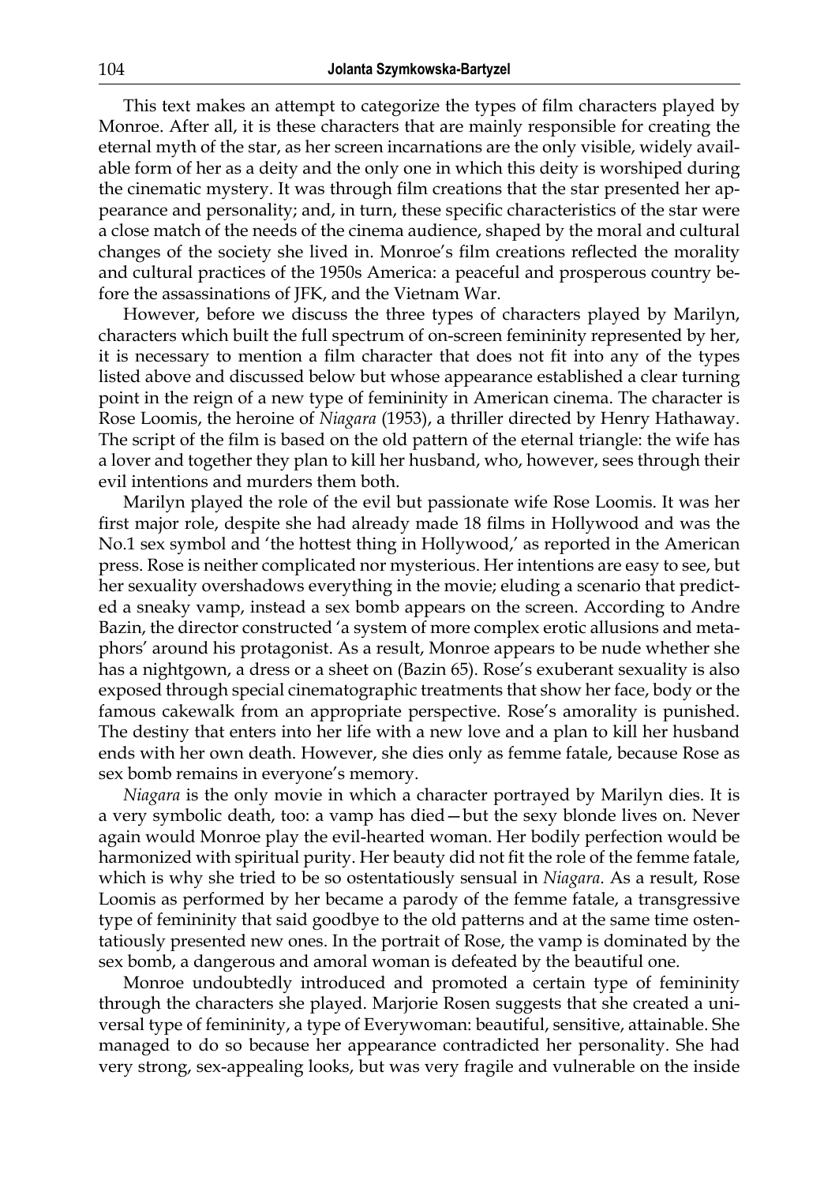This text makes an attempt to categorize the types of film characters played by Monroe. After all, it is these characters that are mainly responsible for creating the eternal myth of the star, as her screen incarnations are the only visible, widely available form of her as a deity and the only one in which this deity is worshiped during the cinematic mystery. It was through film creations that the star presented her appearance and personality; and, in turn, these specific characteristics of the star were a close match of the needs of the cinema audience, shaped by the moral and cultural changes of the society she lived in. Monroe's film creations reflected the morality and cultural practices of the 1950s America: a peaceful and prosperous country before the assassinations of JFK, and the Vietnam War.

However, before we discuss the three types of characters played by Marilyn, characters which built the full spectrum of on-screen femininity represented by her, it is necessary to mention a film character that does not fit into any of the types listed above and discussed below but whose appearance established a clear turning point in the reign of a new type of femininity in American cinema. The character is Rose Loomis, the heroine of *Niagara* (1953), a thriller directed by Henry Hathaway. The script of the film is based on the old pattern of the eternal triangle: the wife has a lover and together they plan to kill her husband, who, however, sees through their evil intentions and murders them both.

Marilyn played the role of the evil but passionate wife Rose Loomis. It was her first major role, despite she had already made 18 films in Hollywood and was the No.1 sex symbol and 'the hottest thing in Hollywood,' as reported in the American press. Rose is neither complicated nor mysterious. Her intentions are easy to see, but her sexuality overshadows everything in the movie; eluding a scenario that predicted a sneaky vamp, instead a sex bomb appears on the screen. According to Andre Bazin, the director constructed 'a system of more complex erotic allusions and metaphors' around his protagonist. As a result, Monroe appears to be nude whether she has a nightgown, a dress or a sheet on (Bazin 65). Rose's exuberant sexuality is also exposed through special cinematographic treatments that show her face, body or the famous cakewalk from an appropriate perspective. Rose's amorality is punished. The destiny that enters into her life with a new love and a plan to kill her husband ends with her own death. However, she dies only as femme fatale, because Rose as sex bomb remains in everyone's memory.

*Niagara* is the only movie in which a character portrayed by Marilyn dies. It is a very symbolic death, too: a vamp has died—but the sexy blonde lives on. Never again would Monroe play the evil-hearted woman. Her bodily perfection would be harmonized with spiritual purity. Her beauty did not fit the role of the femme fatale, which is why she tried to be so ostentatiously sensual in *Niagara.* As a result, Rose Loomis as performed by her became a parody of the femme fatale, a transgressive type of femininity that said goodbye to the old patterns and at the same time ostentatiously presented new ones. In the portrait of Rose, the vamp is dominated by the sex bomb, a dangerous and amoral woman is defeated by the beautiful one.

Monroe undoubtedly introduced and promoted a certain type of femininity through the characters she played. Marjorie Rosen suggests that she created a universal type of femininity, a type of Everywoman: beautiful, sensitive, attainable. She managed to do so because her appearance contradicted her personality. She had very strong, sex-appealing looks, but was very fragile and vulnerable on the inside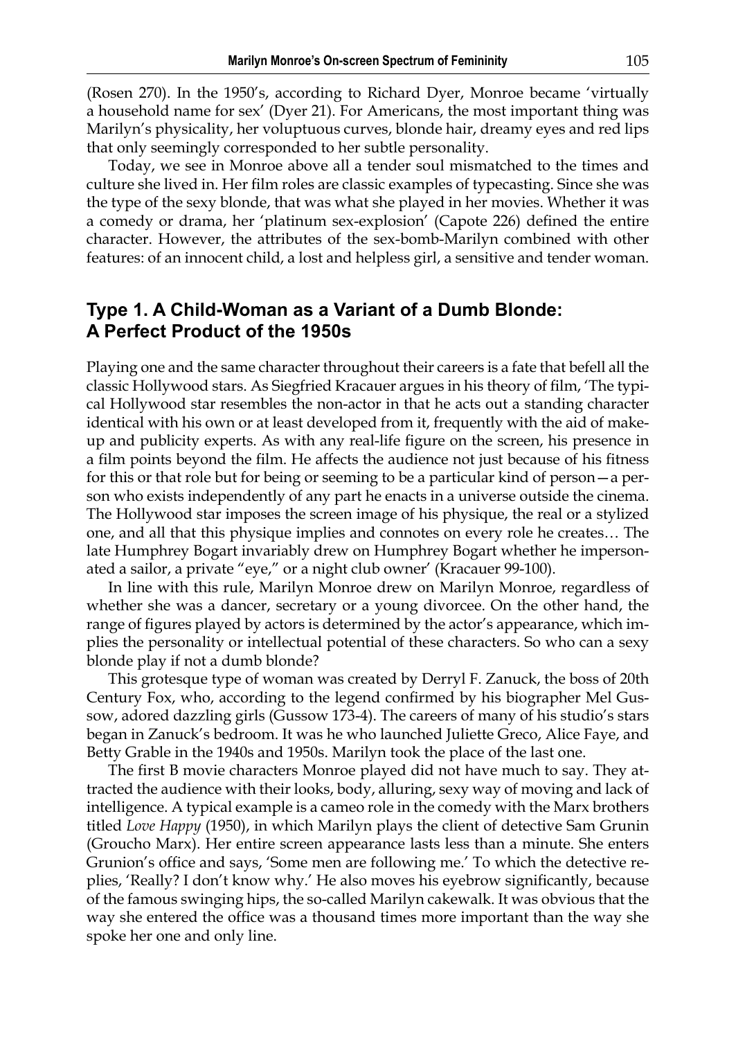(Rosen 270). In the 1950's, according to Richard Dyer, Monroe became 'virtually a household name for sex' (Dyer 21). For Americans, the most important thing was Marilyn's physicality, her voluptuous curves, blonde hair, dreamy eyes and red lips that only seemingly corresponded to her subtle personality.

Today, we see in Monroe above all a tender soul mismatched to the times and culture she lived in. Her film roles are classic examples of typecasting. Since she was the type of the sexy blonde, that was what she played in her movies. Whether it was a comedy or drama, her 'platinum sex-explosion' (Capote 226) defined the entire character. However, the attributes of the sex-bomb-Marilyn combined with other features: of an innocent child, a lost and helpless girl, a sensitive and tender woman.

## Type 1. A Child-Woman as a Variant of a Dumb Blonde: A Perfect Product of the 1950s

Playing one and the same character throughout their careers is a fate that befell all the classic Hollywood stars. As Siegfried Kracauer argues in his theory of film, 'The typical Hollywood star resembles the non-actor in that he acts out a standing character identical with his own or at least developed from it, frequently with the aid of make-up and publicity experts. As with any real-life figure on the screen, his presence in a film points beyond the film. He affects the audience not just because of his fitness for this or that role but for being or seeming to be a particular kind of person—a person who exists independently of any part he enacts in a universe outside the cinema. The Hollywood star imposes the screen image of his physique, the real or a stylized one, and all that this physique implies and connotes on every role he creates… The late Humphrey Bogart invariably drew on Humphrey Bogart whether he impersonated a sailor, a private "eye," or a night club owner' (Kracauer 99-100).

In line with this rule, Marilyn Monroe drew on Marilyn Monroe, regardless of whether she was a dancer, secretary or a young divorcee. On the other hand, the range of figures played by actors is determined by the actor's appearance, which implies the personality or intellectual potential of these characters. So who can a sexy blonde play if not a dumb blonde?

This grotesque type of woman was created by Derryl F. Zanuck, the boss of 20th Century Fox, who, according to the legend confirmed by his biographer Mel Gussow, adored dazzling girls (Gussow 173-4). The careers of many of his studio's stars began in Zanuck's bedroom. It was he who launched Juliette Greco, Alice Faye, and Betty Grable in the 1940s and 1950s. Marilyn took the place of the last one.

The first B movie characters Monroe played did not have much to say. They attracted the audience with their looks, body, alluring, sexy way of moving and lack of intelligence. A typical example is a cameo role in the comedy with the Marx brothers titled *Love Happy* (1950), in which Marilyn plays the client of detective Sam Grunin (Groucho Marx). Her entire screen appearance lasts less than a minute. She enters Grunion's office and says, 'Some men are following me.' To which the detective replies, 'Really? I don't know why.' He also moves his eyebrow significantly, because of the famous swinging hips, the so-called Marilyn cakewalk. It was obvious that the way she entered the office was a thousand times more important than the way she spoke her one and only line.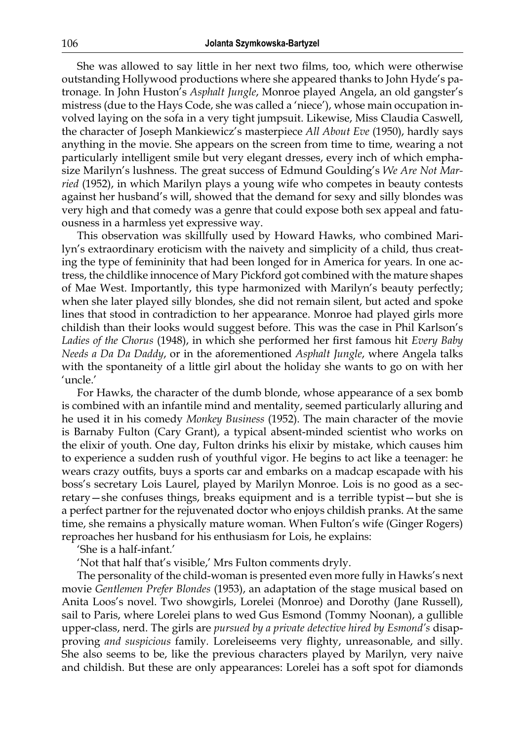She was allowed to say little in her next two films, too, which were otherwise outstanding Hollywood productions where she appeared thanks to John Hyde's patronage. In John Huston's *Asphalt Jungle*, Monroe played Angela, an old gangster's mistress (due to the Hays Code, she was called a 'niece'), whose main occupation involved laying on the sofa in a very tight jumpsuit. Likewise, Miss Claudia Caswell, the character of Joseph Mankiewicz's masterpiece *All About Eve* (1950), hardly says anything in the movie. She appears on the screen from time to time, wearing a not particularly intelligent smile but very elegant dresses, every inch of which emphasize Marilyn's lushness. The great success of Edmund Goulding's *We Are Not Married* (1952), in which Marilyn plays a young wife who competes in beauty contests against her husband's will, showed that the demand for sexy and silly blondes was very high and that comedy was a genre that could expose both sex appeal and fatuousness in a harmless yet expressive way.

This observation was skillfully used by Howard Hawks, who combined Marilyn's extraordinary eroticism with the naivety and simplicity of a child, thus creating the type of femininity that had been longed for in America for years. In one actress, the childlike innocence of Mary Pickford got combined with the mature shapes of Mae West. Importantly, this type harmonized with Marilyn's beauty perfectly; when she later played silly blondes, she did not remain silent, but acted and spoke lines that stood in contradiction to her appearance. Monroe had played girls more childish than their looks would suggest before. This was the case in Phil Karlson's *Ladies of the Chorus* (1948), in which she performed her first famous hit *Every Baby Needs a Da Da Daddy*, or in the aforementioned *Asphalt Jungle*, where Angela talks with the spontaneity of a little girl about the holiday she wants to go on with her 'uncle.'

For Hawks, the character of the dumb blonde, whose appearance of a sex bomb is combined with an infantile mind and mentality, seemed particularly alluring and he used it in his comedy *Monkey Business* (1952). The main character of the movie is Barnaby Fulton (Cary Grant), a typical absent-minded scientist who works on the elixir of youth. One day, Fulton drinks his elixir by mistake, which causes him to experience a sudden rush of youthful vigor. He begins to act like a teenager: he wears crazy outfits, buys a sports car and embarks on a madcap escapade with his boss's secretary Lois Laurel, played by Marilyn Monroe. Lois is no good as a secretary—she confuses things, breaks equipment and is a terrible typist—but she is a perfect partner for the rejuvenated doctor who enjoys childish pranks. At the same time, she remains a physically mature woman. When Fulton's wife (Ginger Rogers) reproaches her husband for his enthusiasm for Lois, he explains:

'She is a half-infant.'

'Not that half that's visible,' Mrs Fulton comments dryly.

The personality of the child-woman is presented even more fully in Hawks's next movie *Gentlemen Prefer Blondes* (1953), an adaptation of the stage musical based on Anita Loos's novel. Two showgirls, Lorelei (Monroe) and Dorothy (Jane Russell), sail to Paris, where Lorelei plans to wed Gus Esmond (Tommy Noonan), a gullible upper-class, nerd. The girls are *pursued by a private detective hired by Esmond's* disapproving *and suspicious* family. Loreleiseems very flighty, unreasonable, and silly. She also seems to be, like the previous characters played by Marilyn, very naive and childish. But these are only appearances: Lorelei has a soft spot for diamonds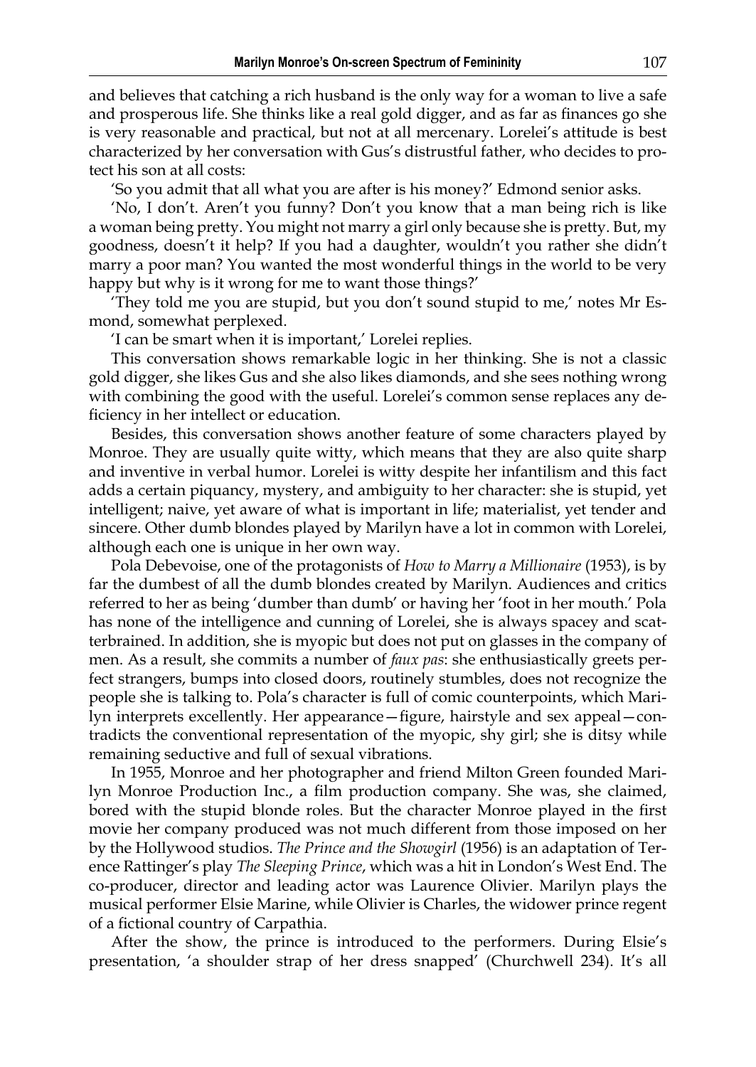and believes that catching a rich husband is the only way for a woman to live a safe and prosperous life. She thinks like a real gold digger, and as far as finances go she is very reasonable and practical, but not at all mercenary. Lorelei's attitude is best characterized by her conversation with Gus's distrustful father, who decides to protect his son at all costs:

'So you admit that all what you are after is his money?' Edmond senior asks.

'No, I don't. Aren't you funny? Don't you know that a man being rich is like a woman being pretty. You might not marry a girl only because she is pretty. But, my goodness, doesn't it help? If you had a daughter, wouldn't you rather she didn't marry a poor man? You wanted the most wonderful things in the world to be very happy but why is it wrong for me to want those things?'

'They told me you are stupid, but you don't sound stupid to me,' notes Mr Esmond, somewhat perplexed.

'I can be smart when it is important,' Lorelei replies.

This conversation shows remarkable logic in her thinking. She is not a classic gold digger, she likes Gus and she also likes diamonds, and she sees nothing wrong with combining the good with the useful. Lorelei's common sense replaces any deficiency in her intellect or education.

Besides, this conversation shows another feature of some characters played by Monroe. They are usually quite witty, which means that they are also quite sharp and inventive in verbal humor. Lorelei is witty despite her infantilism and this fact adds a certain piquancy, mystery, and ambiguity to her character: she is stupid, yet intelligent; naive, yet aware of what is important in life; materialist, yet tender and sincere. Other dumb blondes played by Marilyn have a lot in common with Lorelei, although each one is unique in her own way.

Pola Debevoise, one of the protagonists of *How to Marry a Millionaire* (1953), is by far the dumbest of all the dumb blondes created by Marilyn. Audiences and critics referred to her as being 'dumber than dumb' or having her 'foot in her mouth.' Pola has none of the intelligence and cunning of Lorelei, she is always spacey and scatterbrained. In addition, she is myopic but does not put on glasses in the company of men. As a result, she commits a number of *faux pas*: she enthusiastically greets perfect strangers, bumps into closed doors, routinely stumbles, does not recognize the people she is talking to. Pola's character is full of comic counterpoints, which Marilyn interprets excellently. Her appearance—figure, hairstyle and sex appeal—contradicts the conventional representation of the myopic, shy girl; she is ditsy while remaining seductive and full of sexual vibrations.

In 1955, Monroe and her photographer and friend Milton Green founded Marilyn Monroe Production Inc., a film production company. She was, she claimed, bored with the stupid blonde roles. But the character Monroe played in the first movie her company produced was not much different from those imposed on her by the Hollywood studios. *The Prince and the Showgirl* (1956) is an adaptation of Terence Rattinger's play *The Sleeping Prince*, which was a hit in London's West End. The co-producer, director and leading actor was Laurence Olivier. Marilyn plays the musical performer Elsie Marine, while Olivier is Charles, the widower prince regent of a fictional country of Carpathia.

After the show, the prince is introduced to the performers. During Elsie's presentation, 'a shoulder strap of her dress snapped' (Churchwell 234). It's all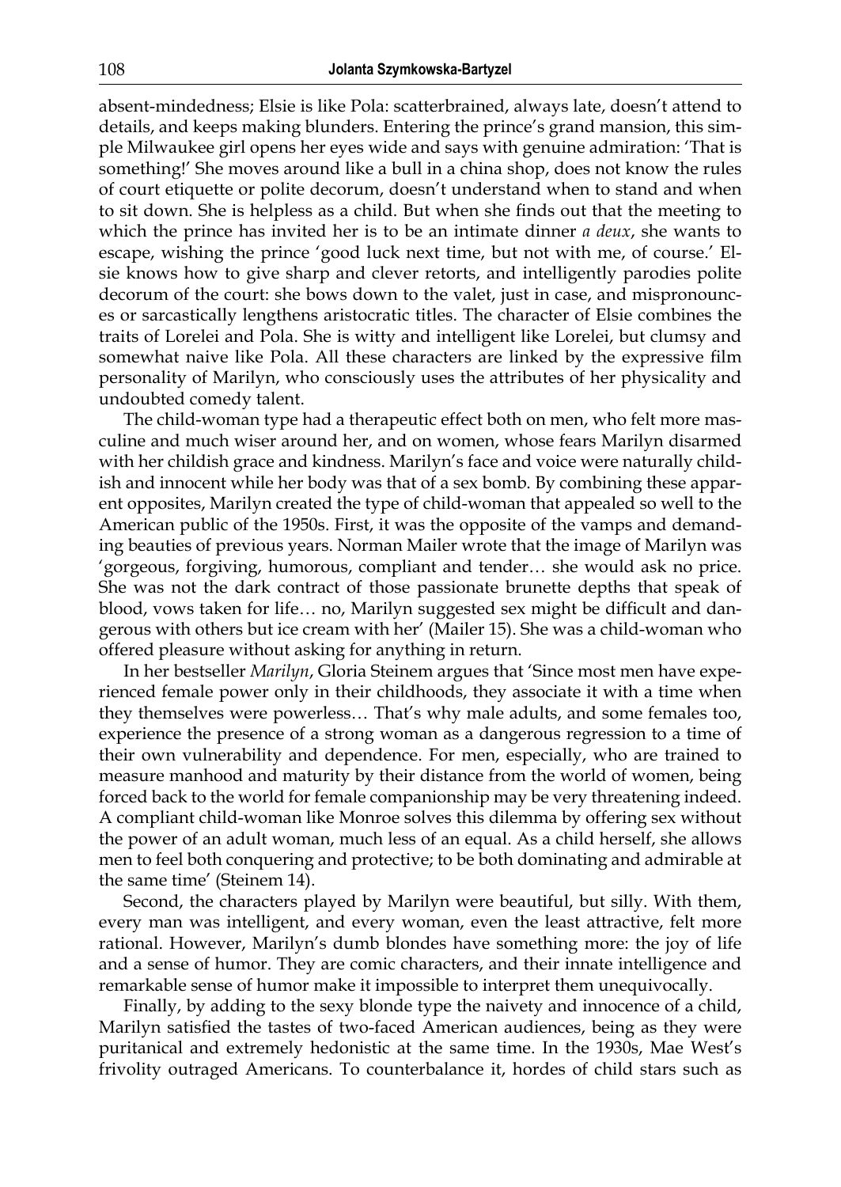absent-mindedness; Elsie is like Pola: scatterbrained, always late, doesn't attend to details, and keeps making blunders. Entering the prince's grand mansion, this simple Milwaukee girl opens her eyes wide and says with genuine admiration: 'That is something!' She moves around like a bull in a china shop, does not know the rules of court etiquette or polite decorum, doesn't understand when to stand and when to sit down. She is helpless as a child. But when she finds out that the meeting to which the prince has invited her is to be an intimate dinner *a deux*, she wants to escape, wishing the prince 'good luck next time, but not with me, of course.' Elsie knows how to give sharp and clever retorts, and intelligently parodies polite decorum of the court: she bows down to the valet, just in case, and mispronounces or sarcastically lengthens aristocratic titles. The character of Elsie combines the traits of Lorelei and Pola. She is witty and intelligent like Lorelei, but clumsy and somewhat naive like Pola. All these characters are linked by the expressive film personality of Marilyn, who consciously uses the attributes of her physicality and undoubted comedy talent.

The child-woman type had a therapeutic effect both on men, who felt more masculine and much wiser around her, and on women, whose fears Marilyn disarmed with her childish grace and kindness. Marilyn's face and voice were naturally childish and innocent while her body was that of a sex bomb. By combining these apparent opposites, Marilyn created the type of child-woman that appealed so well to the American public of the 1950s. First, it was the opposite of the vamps and demanding beauties of previous years. Norman Mailer wrote that the image of Marilyn was 'gorgeous, forgiving, humorous, compliant and tender… she would ask no price. She was not the dark contract of those passionate brunette depths that speak of blood, vows taken for life… no, Marilyn suggested sex might be difficult and dangerous with others but ice cream with her' (Mailer 15). She was a child-woman who offered pleasure without asking for anything in return.

In her bestseller *Marilyn*, Gloria Steinem argues that 'Since most men have experienced female power only in their childhoods, they associate it with a time when they themselves were powerless… That's why male adults, and some females too, experience the presence of a strong woman as a dangerous regression to a time of their own vulnerability and dependence. For men, especially, who are trained to measure manhood and maturity by their distance from the world of women, being forced back to the world for female companionship may be very threatening indeed. A compliant child-woman like Monroe solves this dilemma by offering sex without the power of an adult woman, much less of an equal. As a child herself, she allows men to feel both conquering and protective; to be both dominating and admirable at the same time' (Steinem 14).

Second, the characters played by Marilyn were beautiful, but silly. With them, every man was intelligent, and every woman, even the least attractive, felt more rational. However, Marilyn's dumb blondes have something more: the joy of life and a sense of humor. They are comic characters, and their innate intelligence and remarkable sense of humor make it impossible to interpret them unequivocally.

Finally, by adding to the sexy blonde type the naivety and innocence of a child, Marilyn satisfied the tastes of two-faced American audiences, being as they were puritanical and extremely hedonistic at the same time. In the 1930s, Mae West's frivolity outraged Americans. To counterbalance it, hordes of child stars such as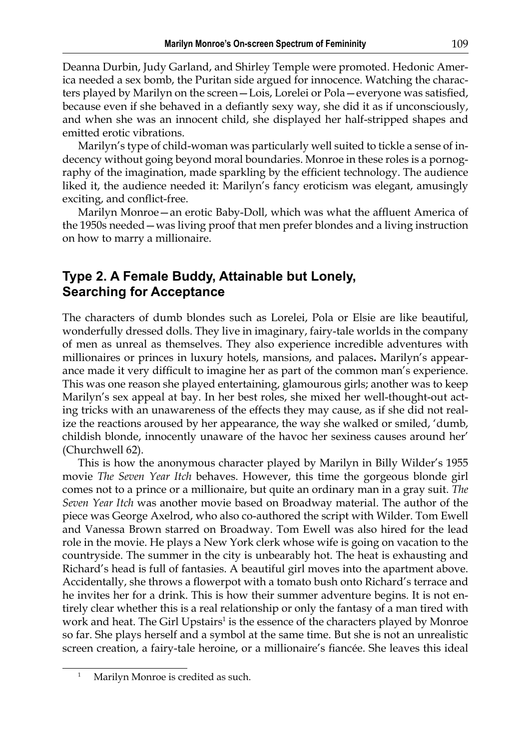Deanna Durbin, Judy Garland, and Shirley Temple were promoted. Hedonic America needed a sex bomb, the Puritan side argued for innocence. Watching the characters played by Marilyn on the screen—Lois, Lorelei or Pola—everyone was satisfied, because even if she behaved in a defiantly sexy way, she did it as if unconsciously, and when she was an innocent child, she displayed her half-stripped shapes and emitted erotic vibrations.

Marilyn's type of child-woman was particularly well suited to tickle a sense of indecency without going beyond moral boundaries. Monroe in these roles is a pornography of the imagination, made sparkling by the efficient technology. The audience liked it, the audience needed it: Marilyn's fancy eroticism was elegant, amusingly exciting, and conflict-free.

Marilyn Monroe—an erotic Baby-Doll, which was what the affluent America of the 1950s needed—was living proof that men prefer blondes and a living instruction on how to marry a millionaire.

## Type 2. A Female Buddy, Attainable but Lonely, Searching for Acceptance

The characters of dumb blondes such as Lorelei, Pola or Elsie are like beautiful, wonderfully dressed dolls. They live in imaginary, fairy-tale worlds in the company of men as unreal as themselves. They also experience incredible adventures with millionaires or princes in luxury hotels, mansions, and palaces. Marilyn's appearance made it very difficult to imagine her as part of the common man's experience. This was one reason she played entertaining, glamourous girls; another was to keep Marilyn's sex appeal at bay. In her best roles, she mixed her well-thought-out acting tricks with an unawareness of the effects they may cause, as if she did not realize the reactions aroused by her appearance, the way she walked or smiled, 'dumb, childish blonde, innocently unaware of the havoc her sexiness causes around her' (Churchwell 62).

This is how the anonymous character played by Marilyn in Billy Wilder's 1955 movie *The Seven Year Itch* behaves. However, this time the gorgeous blonde girl comes not to a prince or a millionaire, but quite an ordinary man in a gray suit. *The Seven Year Itch* was another movie based on Broadway material. The author of the piece was George Axelrod, who also co-authored the script with Wilder. Tom Ewell and Vanessa Brown starred on Broadway. Tom Ewell was also hired for the lead role in the movie. He plays a New York clerk whose wife is going on vacation to the countryside. The summer in the city is unbearably hot. The heat is exhausting and Richard's head is full of fantasies. A beautiful girl moves into the apartment above. Accidentally, she throws a flowerpot with a tomato bush onto Richard's terrace and he invites her for a drink. This is how their summer adventure begins. It is not entirely clear whether this is a real relationship or only the fantasy of a man tired with work and heat. The Girl Upstairs[1] is the essence of the characters played by Monroe so far. She plays herself and a symbol at the same time. But she is not an unrealistic screen creation, a fairy-tale heroine, or a millionaire's fiancée. She leaves this ideal

[1] Marilyn Monroe is credited as such.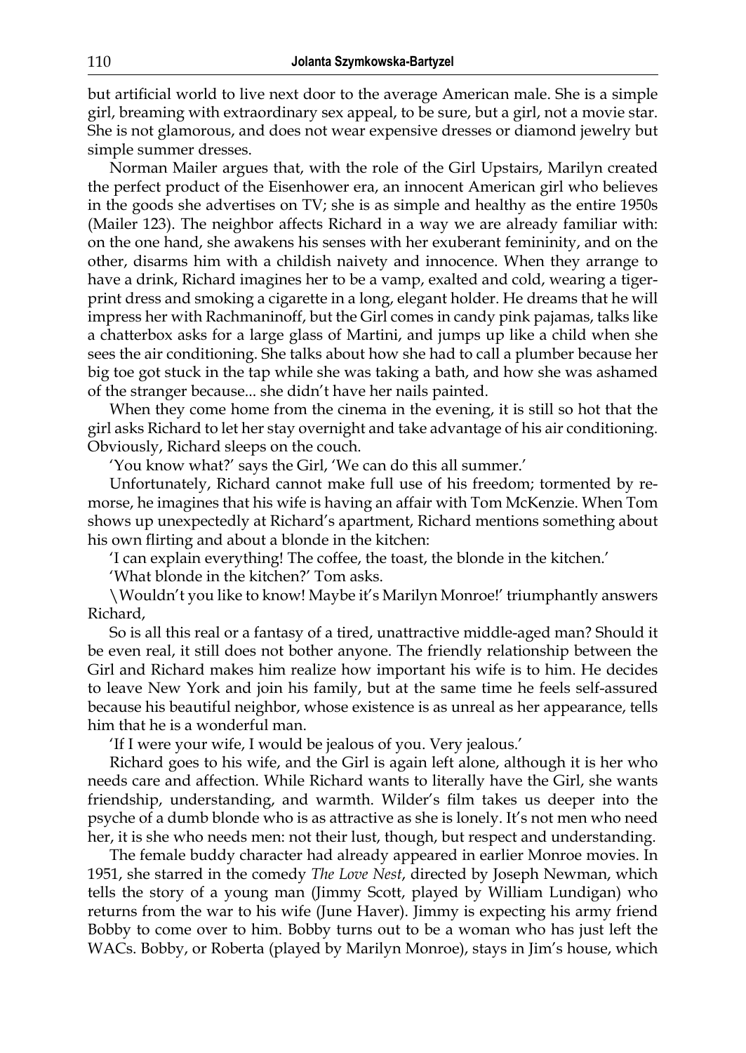but artificial world to live next door to the average American male. She is a simple girl, breaming with extraordinary sex appeal, to be sure, but a girl, not a movie star. She is not glamorous, and does not wear expensive dresses or diamond jewelry but simple summer dresses.

Norman Mailer argues that, with the role of the Girl Upstairs, Marilyn created the perfect product of the Eisenhower era, an innocent American girl who believes in the goods she advertises on TV; she is as simple and healthy as the entire 1950s (Mailer 123). The neighbor affects Richard in a way we are already familiar with: on the one hand, she awakens his senses with her exuberant femininity, and on the other, disarms him with a childish naivety and innocence. When they arrange to have a drink, Richard imagines her to be a vamp, exalted and cold, wearing a tiger-print dress and smoking a cigarette in a long, elegant holder. He dreams that he will impress her with Rachmaninoff, but the Girl comes in candy pink pajamas, talks like a chatterbox asks for a large glass of Martini, and jumps up like a child when she sees the air conditioning. She talks about how she had to call a plumber because her big toe got stuck in the tap while she was taking a bath, and how she was ashamed of the stranger because... she didn't have her nails painted.

When they come home from the cinema in the evening, it is still so hot that the girl asks Richard to let her stay overnight and take advantage of his air conditioning. Obviously, Richard sleeps on the couch.

'You know what?' says the Girl, 'We can do this all summer.'

Unfortunately, Richard cannot make full use of his freedom; tormented by remorse, he imagines that his wife is having an affair with Tom McKenzie. When Tom shows up unexpectedly at Richard's apartment, Richard mentions something about his own flirting and about a blonde in the kitchen:

'I can explain everything! The coffee, the toast, the blonde in the kitchen.'

'What blonde in the kitchen?' Tom asks.

\Wouldn't you like to know! Maybe it's Marilyn Monroe!' triumphantly answers Richard,

So is all this real or a fantasy of a tired, unattractive middle-aged man? Should it be even real, it still does not bother anyone. The friendly relationship between the Girl and Richard makes him realize how important his wife is to him. He decides to leave New York and join his family, but at the same time he feels self-assured because his beautiful neighbor, whose existence is as unreal as her appearance, tells him that he is a wonderful man.

'If I were your wife, I would be jealous of you. Very jealous.'

Richard goes to his wife, and the Girl is again left alone, although it is her who needs care and affection. While Richard wants to literally have the Girl, she wants friendship, understanding, and warmth. Wilder's film takes us deeper into the psyche of a dumb blonde who is as attractive as she is lonely. It's not men who need her, it is she who needs men: not their lust, though, but respect and understanding.

The female buddy character had already appeared in earlier Monroe movies. In 1951, she starred in the comedy *The Love Nest*, directed by Joseph Newman, which tells the story of a young man (Jimmy Scott, played by William Lundigan) who returns from the war to his wife (June Haver). Jimmy is expecting his army friend Bobby to come over to him. Bobby turns out to be a woman who has just left the WACs. Bobby, or Roberta (played by Marilyn Monroe), stays in Jim's house, which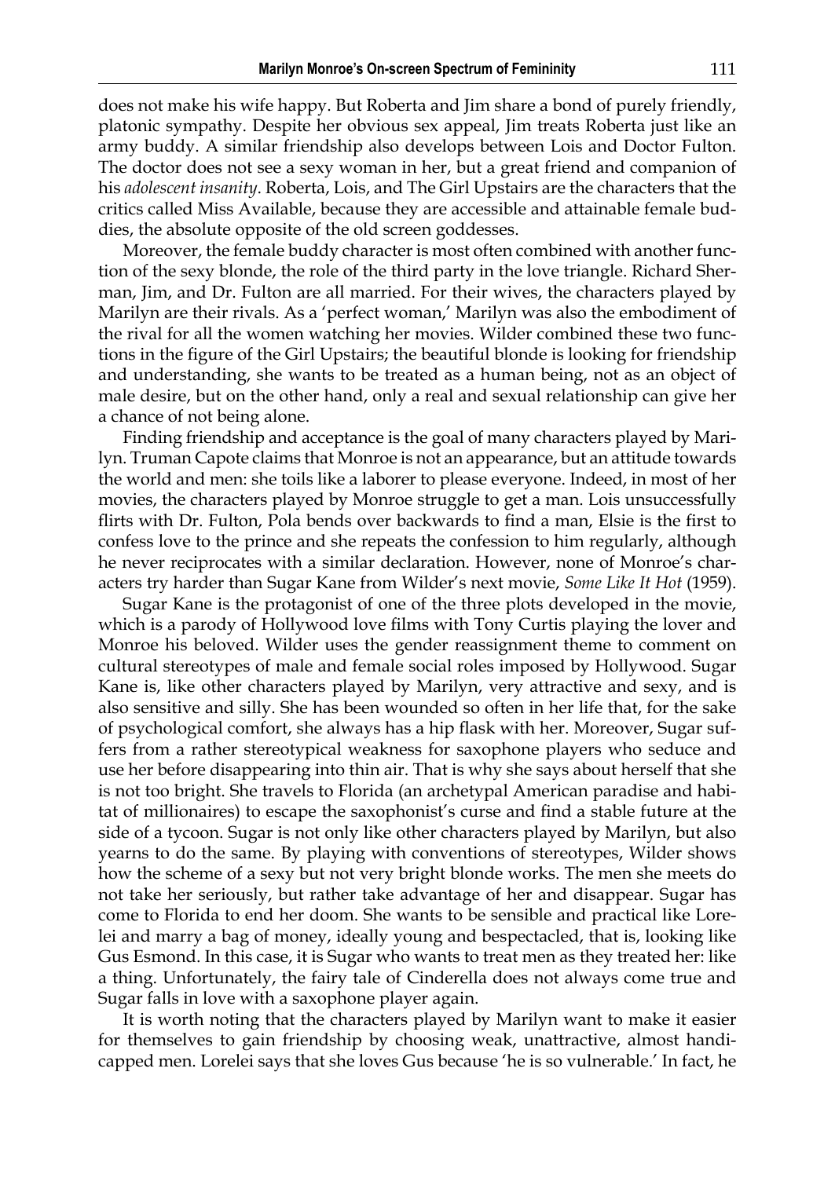does not make his wife happy. But Roberta and Jim share a bond of purely friendly, platonic sympathy. Despite her obvious sex appeal, Jim treats Roberta just like an army buddy. A similar friendship also develops between Lois and Doctor Fulton. The doctor does not see a sexy woman in her, but a great friend and companion of his *adolescent insanity*. Roberta, Lois, and The Girl Upstairs are the characters that the critics called Miss Available, because they are accessible and attainable female buddies, the absolute opposite of the old screen goddesses.

Moreover, the female buddy character is most often combined with another function of the sexy blonde, the role of the third party in the love triangle. Richard Sherman, Jim, and Dr. Fulton are all married. For their wives, the characters played by Marilyn are their rivals. As a 'perfect woman,' Marilyn was also the embodiment of the rival for all the women watching her movies. Wilder combined these two functions in the figure of the Girl Upstairs; the beautiful blonde is looking for friendship and understanding, she wants to be treated as a human being, not as an object of male desire, but on the other hand, only a real and sexual relationship can give her a chance of not being alone.

Finding friendship and acceptance is the goal of many characters played by Marilyn. Truman Capote claims that Monroe is not an appearance, but an attitude towards the world and men: she toils like a laborer to please everyone. Indeed, in most of her movies, the characters played by Monroe struggle to get a man. Lois unsuccessfully flirts with Dr. Fulton, Pola bends over backwards to find a man, Elsie is the first to confess love to the prince and she repeats the confession to him regularly, although he never reciprocates with a similar declaration. However, none of Monroe's characters try harder than Sugar Kane from Wilder's next movie, *Some Like It Hot* (1959).

Sugar Kane is the protagonist of one of the three plots developed in the movie, which is a parody of Hollywood love films with Tony Curtis playing the lover and Monroe his beloved. Wilder uses the gender reassignment theme to comment on cultural stereotypes of male and female social roles imposed by Hollywood. Sugar Kane is, like other characters played by Marilyn, very attractive and sexy, and is also sensitive and silly. She has been wounded so often in her life that, for the sake of psychological comfort, she always has a hip flask with her. Moreover, Sugar suffers from a rather stereotypical weakness for saxophone players who seduce and use her before disappearing into thin air. That is why she says about herself that she is not too bright. She travels to Florida (an archetypal American paradise and habitat of millionaires) to escape the saxophonist's curse and find a stable future at the side of a tycoon. Sugar is not only like other characters played by Marilyn, but also yearns to do the same. By playing with conventions of stereotypes, Wilder shows how the scheme of a sexy but not very bright blonde works. The men she meets do not take her seriously, but rather take advantage of her and disappear. Sugar has come to Florida to end her doom. She wants to be sensible and practical like Lorelei and marry a bag of money, ideally young and bespectacled, that is, looking like Gus Esmond. In this case, it is Sugar who wants to treat men as they treated her: like a thing. Unfortunately, the fairy tale of Cinderella does not always come true and Sugar falls in love with a saxophone player again.

It is worth noting that the characters played by Marilyn want to make it easier for themselves to gain friendship by choosing weak, unattractive, almost handicapped men. Lorelei says that she loves Gus because 'he is so vulnerable.' In fact, he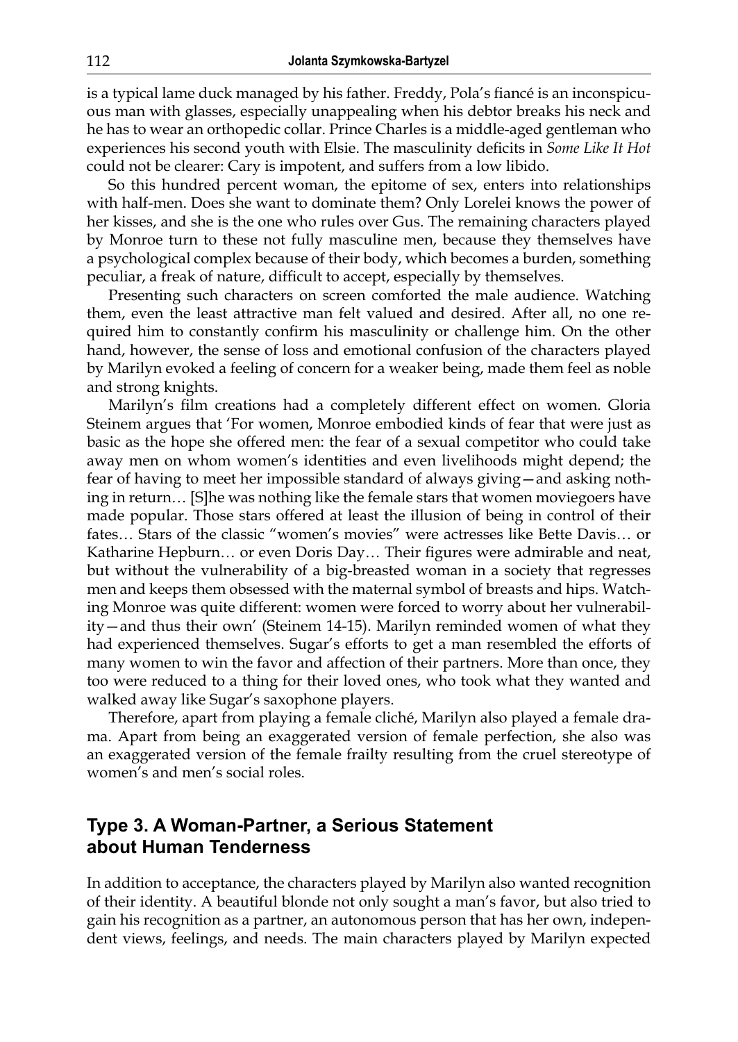is a typical lame duck managed by his father. Freddy, Pola's fiancé is an inconspicuous man with glasses, especially unappealing when his debtor breaks his neck and he has to wear an orthopedic collar. Prince Charles is a middle-aged gentleman who experiences his second youth with Elsie. The masculinity deficits in *Some Like It Hot* could not be clearer: Cary is impotent, and suffers from a low libido.

So this hundred percent woman, the epitome of sex, enters into relationships with half-men. Does she want to dominate them? Only Lorelei knows the power of her kisses, and she is the one who rules over Gus. The remaining characters played by Monroe turn to these not fully masculine men, because they themselves have a psychological complex because of their body, which becomes a burden, something peculiar, a freak of nature, difficult to accept, especially by themselves.

Presenting such characters on screen comforted the male audience. Watching them, even the least attractive man felt valued and desired. After all, no one required him to constantly confirm his masculinity or challenge him. On the other hand, however, the sense of loss and emotional confusion of the characters played by Marilyn evoked a feeling of concern for a weaker being, made them feel as noble and strong knights.

Marilyn's film creations had a completely different effect on women. Gloria Steinem argues that 'For women, Monroe embodied kinds of fear that were just as basic as the hope she offered men: the fear of a sexual competitor who could take away men on whom women's identities and even livelihoods might depend; the fear of having to meet her impossible standard of always giving—and asking nothing in return… [S]he was nothing like the female stars that women moviegoers have made popular. Those stars offered at least the illusion of being in control of their fates… Stars of the classic "women's movies" were actresses like Bette Davis… or Katharine Hepburn… or even Doris Day… Their figures were admirable and neat, but without the vulnerability of a big-breasted woman in a society that regresses men and keeps them obsessed with the maternal symbol of breasts and hips. Watching Monroe was quite different: women were forced to worry about her vulnerability—and thus their own' (Steinem 14-15). Marilyn reminded women of what they had experienced themselves. Sugar's efforts to get a man resembled the efforts of many women to win the favor and affection of their partners. More than once, they too were reduced to a thing for their loved ones, who took what they wanted and walked away like Sugar's saxophone players.

Therefore, apart from playing a female cliché, Marilyn also played a female drama. Apart from being an exaggerated version of female perfection, she also was an exaggerated version of the female frailty resulting from the cruel stereotype of women's and men's social roles.

## Type 3. A Woman-Partner, a Serious Statement about Human Tenderness

In addition to acceptance, the characters played by Marilyn also wanted recognition of their identity. A beautiful blonde not only sought a man's favor, but also tried to gain his recognition as a partner, an autonomous person that has her own, independent views, feelings, and needs. The main characters played by Marilyn expected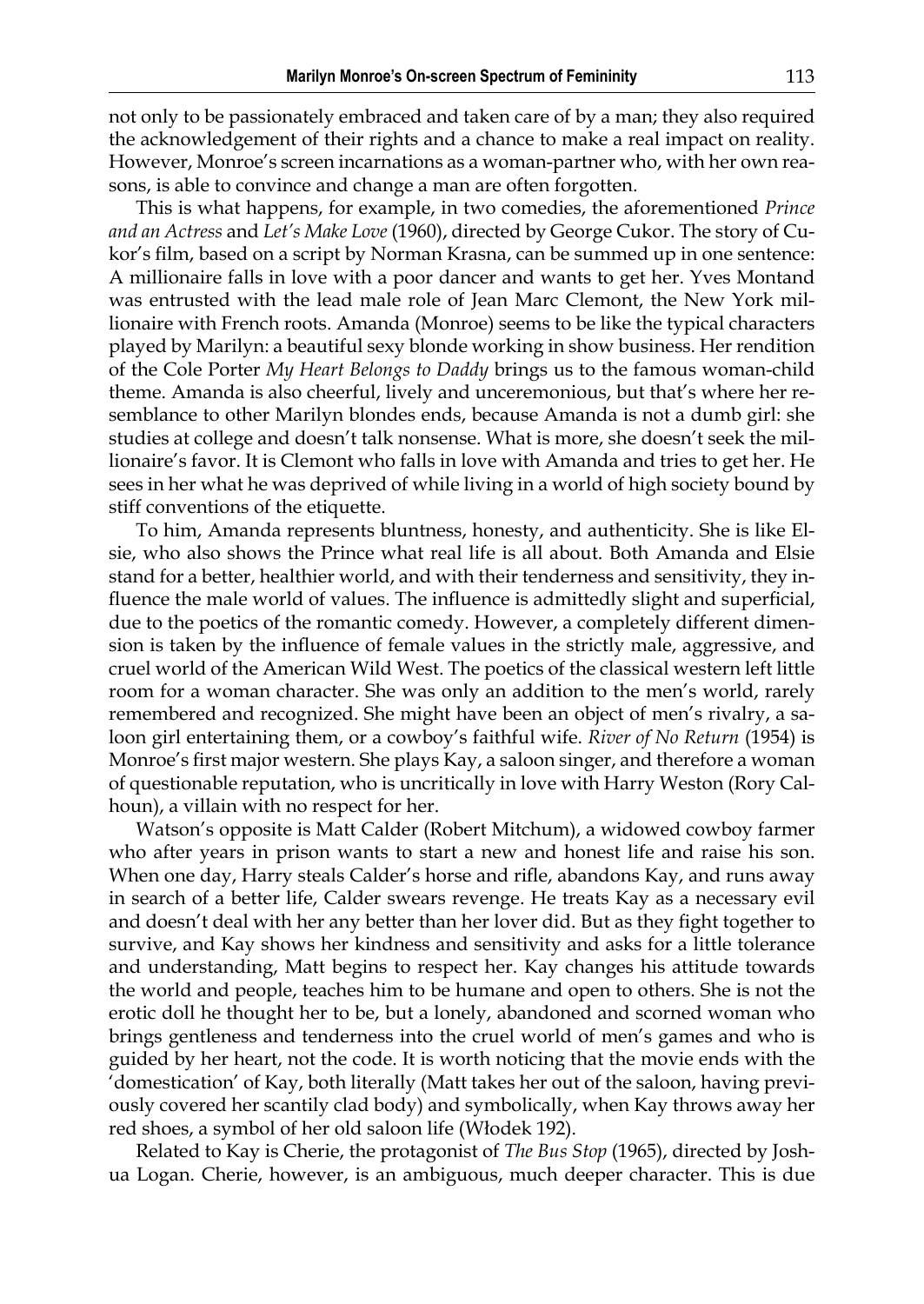not only to be passionately embraced and taken care of by a man; they also required the acknowledgement of their rights and a chance to make a real impact on reality. However, Monroe's screen incarnations as a woman-partner who, with her own reasons, is able to convince and change a man are often forgotten.

This is what happens, for example, in two comedies, the aforementioned *Prince and an Actress* and *Let's Make Love* (1960), directed by George Cukor. The story of Cukor's film, based on a script by Norman Krasna, can be summed up in one sentence: A millionaire falls in love with a poor dancer and wants to get her. Yves Montand was entrusted with the lead male role of Jean Marc Clemont, the New York millionaire with French roots. Amanda (Monroe) seems to be like the typical characters played by Marilyn: a beautiful sexy blonde working in show business. Her rendition of the Cole Porter *My Heart Belongs to Daddy* brings us to the famous woman-child theme. Amanda is also cheerful, lively and unceremonious, but that's where her resemblance to other Marilyn blondes ends, because Amanda is not a dumb girl: she studies at college and doesn't talk nonsense. What is more, she doesn't seek the millionaire's favor. It is Clemont who falls in love with Amanda and tries to get her. He sees in her what he was deprived of while living in a world of high society bound by stiff conventions of the etiquette.

To him, Amanda represents bluntness, honesty, and authenticity. She is like Elsie, who also shows the Prince what real life is all about. Both Amanda and Elsie stand for a better, healthier world, and with their tenderness and sensitivity, they influence the male world of values. The influence is admittedly slight and superficial, due to the poetics of the romantic comedy. However, a completely different dimension is taken by the influence of female values in the strictly male, aggressive, and cruel world of the American Wild West. The poetics of the classical western left little room for a woman character. She was only an addition to the men's world, rarely remembered and recognized. She might have been an object of men's rivalry, a saloon girl entertaining them, or a cowboy's faithful wife. *River of No Return* (1954) is Monroe's first major western. She plays Kay, a saloon singer, and therefore a woman of questionable reputation, who is uncritically in love with Harry Weston (Rory Calhoun), a villain with no respect for her.

Watson's opposite is Matt Calder (Robert Mitchum), a widowed cowboy farmer who after years in prison wants to start a new and honest life and raise his son. When one day, Harry steals Calder's horse and rifle, abandons Kay, and runs away in search of a better life, Calder swears revenge. He treats Kay as a necessary evil and doesn't deal with her any better than her lover did. But as they fight together to survive, and Kay shows her kindness and sensitivity and asks for a little tolerance and understanding, Matt begins to respect her. Kay changes his attitude towards the world and people, teaches him to be humane and open to others. She is not the erotic doll he thought her to be, but a lonely, abandoned and scorned woman who brings gentleness and tenderness into the cruel world of men's games and who is guided by her heart, not the code. It is worth noticing that the movie ends with the 'domestication' of Kay, both literally (Matt takes her out of the saloon, having previously covered her scantily clad body) and symbolically, when Kay throws away her red shoes, a symbol of her old saloon life (Włodek 192).

Related to Kay is Cherie, the protagonist of *The Bus Stop* (1965), directed by Joshua Logan. Cherie, however, is an ambiguous, much deeper character. This is due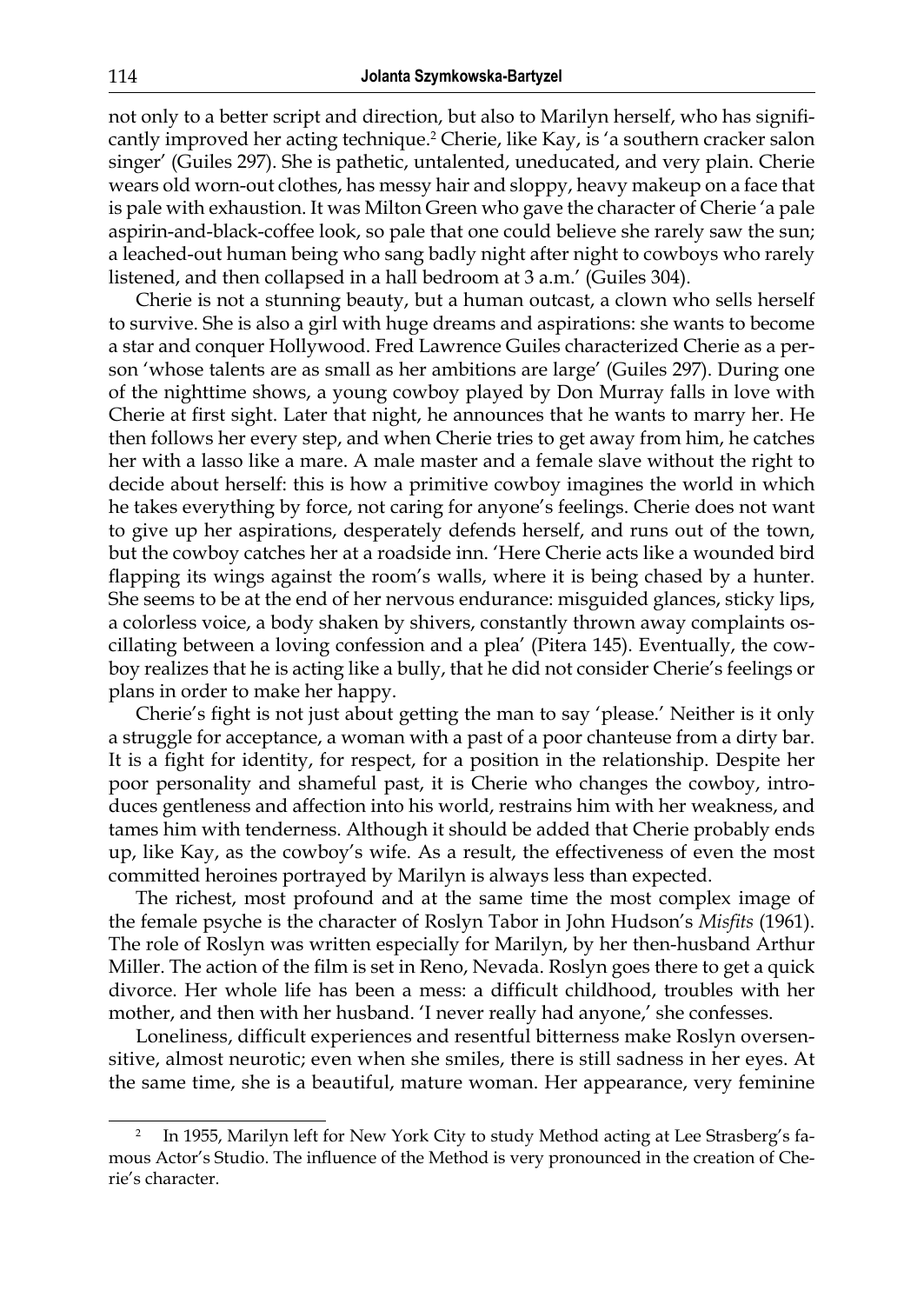not only to a better script and direction, but also to Marilyn herself, who has significantly improved her acting technique.[2] Cherie, like Kay, is 'a southern cracker salon singer' (Guiles 297). She is pathetic, untalented, uneducated, and very plain. Cherie wears old worn-out clothes, has messy hair and sloppy, heavy makeup on a face that is pale with exhaustion. It was Milton Green who gave the character of Cherie 'a pale aspirin-and-black-coffee look, so pale that one could believe she rarely saw the sun; a leached-out human being who sang badly night after night to cowboys who rarely listened, and then collapsed in a hall bedroom at 3 a.m.' (Guiles 304).

Cherie is not a stunning beauty, but a human outcast, a clown who sells herself to survive. She is also a girl with huge dreams and aspirations: she wants to become a star and conquer Hollywood. Fred Lawrence Guiles characterized Cherie as a person 'whose talents are as small as her ambitions are large' (Guiles 297). During one of the nighttime shows, a young cowboy played by Don Murray falls in love with Cherie at first sight. Later that night, he announces that he wants to marry her. He then follows her every step, and when Cherie tries to get away from him, he catches her with a lasso like a mare. A male master and a female slave without the right to decide about herself: this is how a primitive cowboy imagines the world in which he takes everything by force, not caring for anyone's feelings. Cherie does not want to give up her aspirations, desperately defends herself, and runs out of the town, but the cowboy catches her at a roadside inn. 'Here Cherie acts like a wounded bird flapping its wings against the room's walls, where it is being chased by a hunter. She seems to be at the end of her nervous endurance: misguided glances, sticky lips, a colorless voice, a body shaken by shivers, constantly thrown away complaints oscillating between a loving confession and a plea' (Pitera 145). Eventually, the cowboy realizes that he is acting like a bully, that he did not consider Cherie's feelings or plans in order to make her happy.

Cherie's fight is not just about getting the man to say 'please.' Neither is it only a struggle for acceptance, a woman with a past of a poor chanteuse from a dirty bar. It is a fight for identity, for respect, for a position in the relationship. Despite her poor personality and shameful past, it is Cherie who changes the cowboy, introduces gentleness and affection into his world, restrains him with her weakness, and tames him with tenderness. Although it should be added that Cherie probably ends up, like Kay, as the cowboy's wife. As a result, the effectiveness of even the most committed heroines portrayed by Marilyn is always less than expected.

The richest, most profound and at the same time the most complex image of the female psyche is the character of Roslyn Tabor in John Hudson's *Misfits* (1961). The role of Roslyn was written especially for Marilyn, by her then-husband Arthur Miller. The action of the film is set in Reno, Nevada. Roslyn goes there to get a quick divorce. Her whole life has been a mess: a difficult childhood, troubles with her mother, and then with her husband. 'I never really had anyone,' she confesses.

Loneliness, difficult experiences and resentful bitterness make Roslyn oversensitive, almost neurotic; even when she smiles, there is still sadness in her eyes. At the same time, she is a beautiful, mature woman. Her appearance, very feminine

---

[2] In 1955, Marilyn left for New York City to study Method acting at Lee Strasberg's famous Actor's Studio. The influence of the Method is very pronounced in the creation of Cherie's character.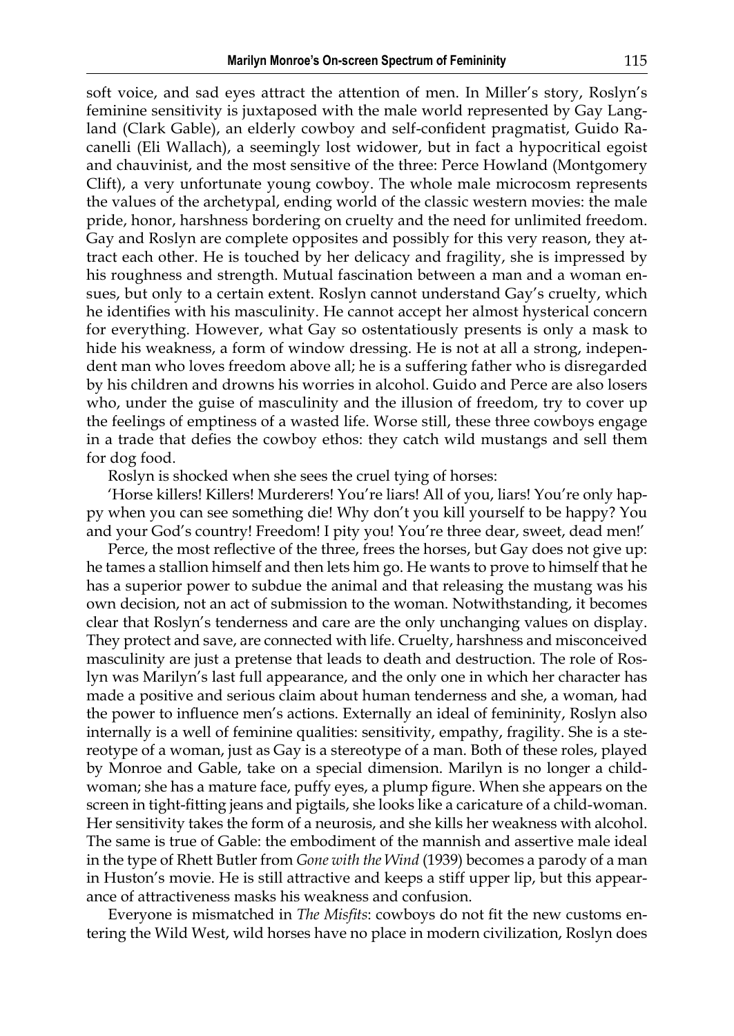soft voice, and sad eyes attract the attention of men. In Miller's story, Roslyn's feminine sensitivity is juxtaposed with the male world represented by Gay Langland (Clark Gable), an elderly cowboy and self-confident pragmatist, Guido Racanelli (Eli Wallach), a seemingly lost widower, but in fact a hypocritical egoist and chauvinist, and the most sensitive of the three: Perce Howland (Montgomery Clift), a very unfortunate young cowboy. The whole male microcosm represents the values of the archetypal, ending world of the classic western movies: the male pride, honor, harshness bordering on cruelty and the need for unlimited freedom. Gay and Roslyn are complete opposites and possibly for this very reason, they attract each other. He is touched by her delicacy and fragility, she is impressed by his roughness and strength. Mutual fascination between a man and a woman ensues, but only to a certain extent. Roslyn cannot understand Gay's cruelty, which he identifies with his masculinity. He cannot accept her almost hysterical concern for everything. However, what Gay so ostentatiously presents is only a mask to hide his weakness, a form of window dressing. He is not at all a strong, independent man who loves freedom above all; he is a suffering father who is disregarded by his children and drowns his worries in alcohol. Guido and Perce are also losers who, under the guise of masculinity and the illusion of freedom, try to cover up the feelings of emptiness of a wasted life. Worse still, these three cowboys engage in a trade that defies the cowboy ethos: they catch wild mustangs and sell them for dog food.

Roslyn is shocked when she sees the cruel tying of horses:

'Horse killers! Killers! Murderers! You're liars! All of you, liars! You're only happy when you can see something die! Why don't you kill yourself to be happy? You and your God's country! Freedom! I pity you! You're three dear, sweet, dead men!'

Perce, the most reflective of the three, frees the horses, but Gay does not give up: he tames a stallion himself and then lets him go. He wants to prove to himself that he has a superior power to subdue the animal and that releasing the mustang was his own decision, not an act of submission to the woman. Notwithstanding, it becomes clear that Roslyn's tenderness and care are the only unchanging values on display. They protect and save, are connected with life. Cruelty, harshness and misconceived masculinity are just a pretense that leads to death and destruction. The role of Roslyn was Marilyn's last full appearance, and the only one in which her character has made a positive and serious claim about human tenderness and she, a woman, had the power to influence men's actions. Externally an ideal of femininity, Roslyn also internally is a well of feminine qualities: sensitivity, empathy, fragility. She is a stereotype of a woman, just as Gay is a stereotype of a man. Both of these roles, played by Monroe and Gable, take on a special dimension. Marilyn is no longer a child-woman; she has a mature face, puffy eyes, a plump figure. When she appears on the screen in tight-fitting jeans and pigtails, she looks like a caricature of a child-woman. Her sensitivity takes the form of a neurosis, and she kills her weakness with alcohol. The same is true of Gable: the embodiment of the mannish and assertive male ideal in the type of Rhett Butler from *Gone with the Wind* (1939) becomes a parody of a man in Huston's movie. He is still attractive and keeps a stiff upper lip, but this appearance of attractiveness masks his weakness and confusion.

Everyone is mismatched in *The Misfits*: cowboys do not fit the new customs entering the Wild West, wild horses have no place in modern civilization, Roslyn does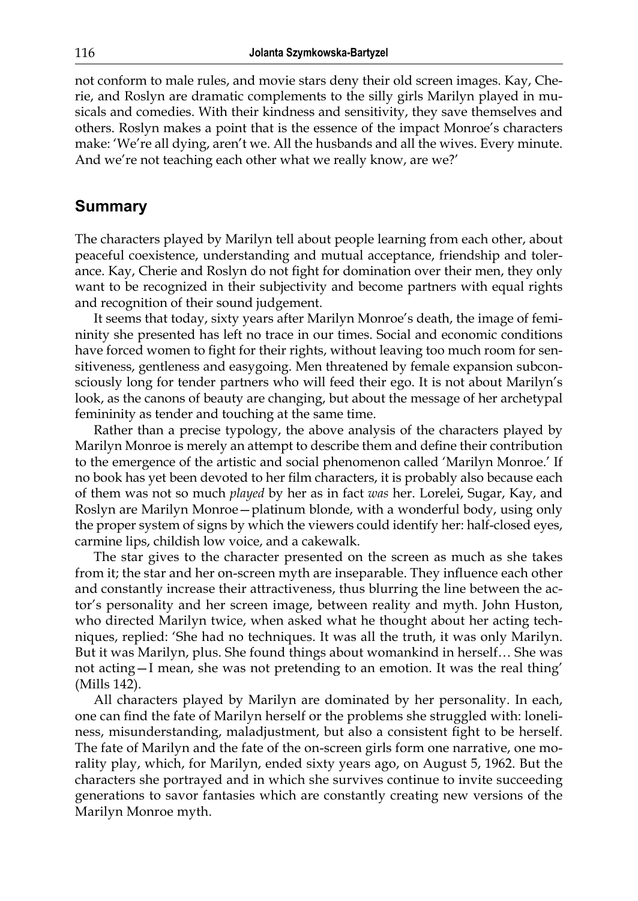not conform to male rules, and movie stars deny their old screen images. Kay, Cherie, and Roslyn are dramatic complements to the silly girls Marilyn played in musicals and comedies. With their kindness and sensitivity, they save themselves and others. Roslyn makes a point that is the essence of the impact Monroe's characters make: 'We're all dying, aren't we. All the husbands and all the wives. Every minute. And we're not teaching each other what we really know, are we?'

## Summary

The characters played by Marilyn tell about people learning from each other, about peaceful coexistence, understanding and mutual acceptance, friendship and tolerance. Kay, Cherie and Roslyn do not fight for domination over their men, they only want to be recognized in their subjectivity and become partners with equal rights and recognition of their sound judgement.

It seems that today, sixty years after Marilyn Monroe's death, the image of femininity she presented has left no trace in our times. Social and economic conditions have forced women to fight for their rights, without leaving too much room for sensitiveness, gentleness and easygoing. Men threatened by female expansion subconsciously long for tender partners who will feed their ego. It is not about Marilyn's look, as the canons of beauty are changing, but about the message of her archetypal femininity as tender and touching at the same time.

Rather than a precise typology, the above analysis of the characters played by Marilyn Monroe is merely an attempt to describe them and define their contribution to the emergence of the artistic and social phenomenon called 'Marilyn Monroe.' If no book has yet been devoted to her film characters, it is probably also because each of them was not so much *played* by her as in fact *was* her. Lorelei, Sugar, Kay, and Roslyn are Marilyn Monroe—platinum blonde, with a wonderful body, using only the proper system of signs by which the viewers could identify her: half-closed eyes, carmine lips, childish low voice, and a cakewalk.

The star gives to the character presented on the screen as much as she takes from it; the star and her on-screen myth are inseparable. They influence each other and constantly increase their attractiveness, thus blurring the line between the actor's personality and her screen image, between reality and myth. John Huston, who directed Marilyn twice, when asked what he thought about her acting techniques, replied: 'She had no techniques. It was all the truth, it was only Marilyn. But it was Marilyn, plus. She found things about womankind in herself… She was not acting—I mean, she was not pretending to an emotion. It was the real thing' (Mills 142).

All characters played by Marilyn are dominated by her personality. In each, one can find the fate of Marilyn herself or the problems she struggled with: loneliness, misunderstanding, maladjustment, but also a consistent fight to be herself. The fate of Marilyn and the fate of the on-screen girls form one narrative, one morality play, which, for Marilyn, ended sixty years ago, on August 5, 1962. But the characters she portrayed and in which she survives continue to invite succeeding generations to savor fantasies which are constantly creating new versions of the Marilyn Monroe myth.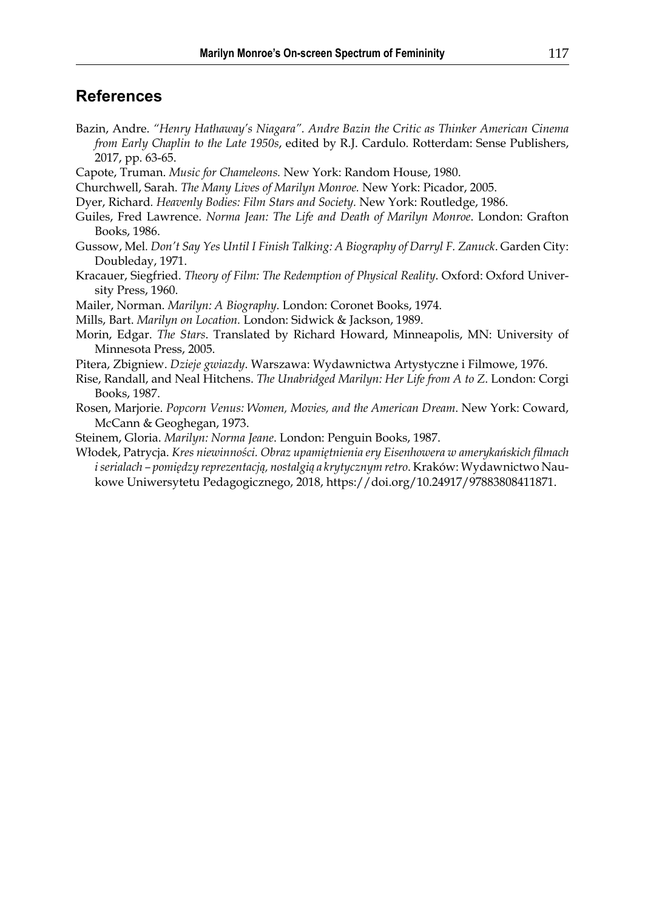## References

Bazin, Andre. *"Henry Hathaway's Niagara". Andre Bazin the Critic as Thinker American Cinema from Early Chaplin to the Late 1950s*, edited by R.J. Cardulo. Rotterdam: Sense Publishers, 2017, pp. 63-65.

Capote, Truman. *Music for Chameleons.* New York: Random House, 1980.

Churchwell, Sarah. *The Many Lives of Marilyn Monroe.* New York: Picador, 2005.

Dyer, Richard. *Heavenly Bodies: Film Stars and Society.* New York: Routledge, 1986.

Guiles, Fred Lawrence. *Norma Jean: The Life and Death of Marilyn Monroe*. London: Grafton Books, 1986.

Gussow, Mel. *Don't Say Yes Until I Finish Talking: A Biography of Darryl F. Zanuck*. Garden City: Doubleday, 1971.

Kracauer, Siegfried. *Theory of Film: The Redemption of Physical Reality*. Oxford: Oxford University Press, 1960.

Mailer, Norman. *Marilyn: A Biography*. London: Coronet Books, 1974.

Mills, Bart. *Marilyn on Location.* London: Sidwick & Jackson, 1989.

Morin, Edgar. *The Stars*. Translated by Richard Howard, Minneapolis, MN: University of Minnesota Press, 2005.

Pitera, Zbigniew. *Dzieje gwiazdy*. Warszawa: Wydawnictwa Artystyczne i Filmowe, 1976.

Rise, Randall, and Neal Hitchens. *The Unabridged Marilyn: Her Life from A to Z*. London: Corgi Books, 1987.

Rosen, Marjorie. *Popcorn Venus: Women, Movies, and the American Dream*. New York: Coward, McCann & Geoghegan, 1973.

Steinem, Gloria. *Marilyn: Norma Jeane*. London: Penguin Books, 1987.

Włodek, Patrycja. *Kres niewinności. Obraz upamiętnienia ery Eisenhowera w amerykańskich filmach i serialach – pomiędzy reprezentacją, nostalgią a krytycznym retro*. Kraków: Wydawnictwo Naukowe Uniwersytetu Pedagogicznego, 2018, https://doi.org/10.24917/97883808411871.